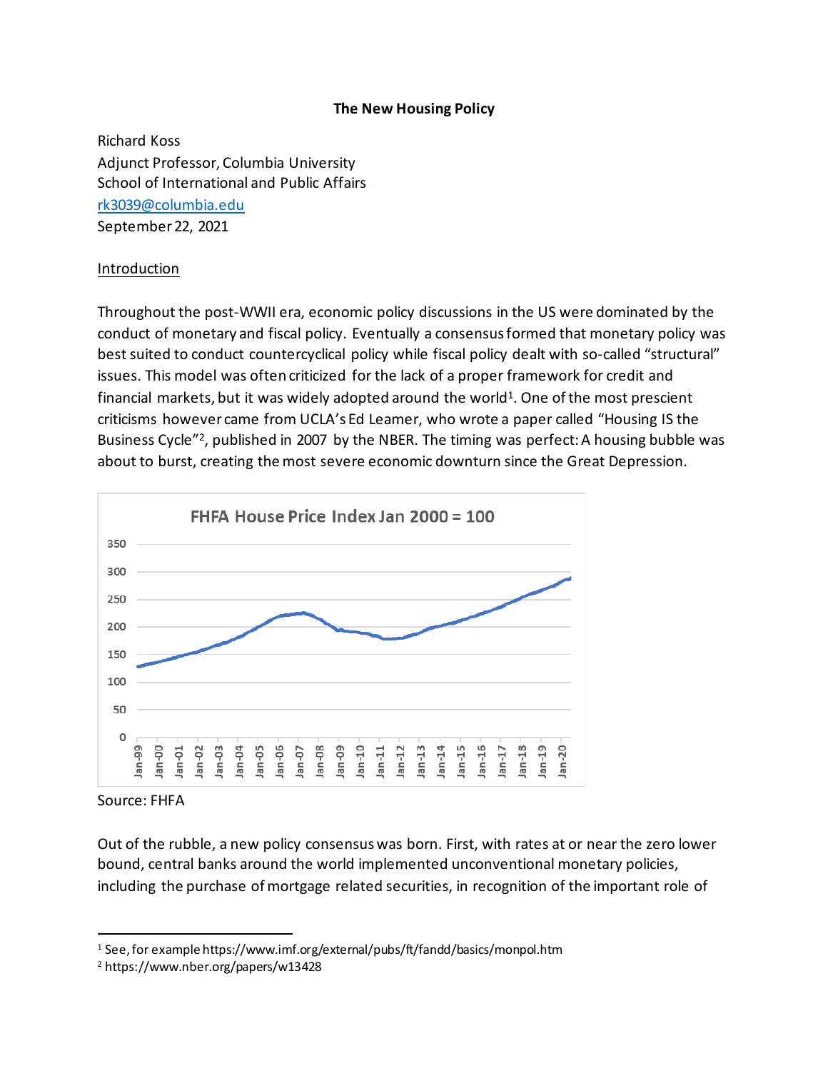**The New Housing Policy**

Richard Koss
Adjunct Professor, Columbia University
School of International and Public Affairs
rk3039@columbia.edu
September 22, 2021

## Introduction

Throughout the post-WWII era, economic policy discussions in the US were dominated by the conduct of monetary and fiscal policy. Eventually a consensus formed that monetary policy was best suited to conduct countercyclical policy while fiscal policy dealt with so-called "structural" issues. This model was often criticized for the lack of a proper framework for credit and financial markets, but it was widely adopted around the world[1]. One of the most prescient criticisms however came from UCLA's Ed Leamer, who wrote a paper called "Housing IS the Business Cycle"[2], published in 2007 by the NBER. The timing was perfect: A housing bubble was about to burst, creating the most severe economic downturn since the Great Depression.

FHFA House Price Index Jan 2000 = 100

Source: FHFA

Out of the rubble, a new policy consensus was born. First, with rates at or near the zero lower bound, central banks around the world implemented unconventional monetary policies, including the purchase of mortgage related securities, in recognition of the important role of

---

[1] See, for example https://www.imf.org/external/pubs/ft/fandd/basics/monpol.htm

[2] https://www.nber.org/papers/w13428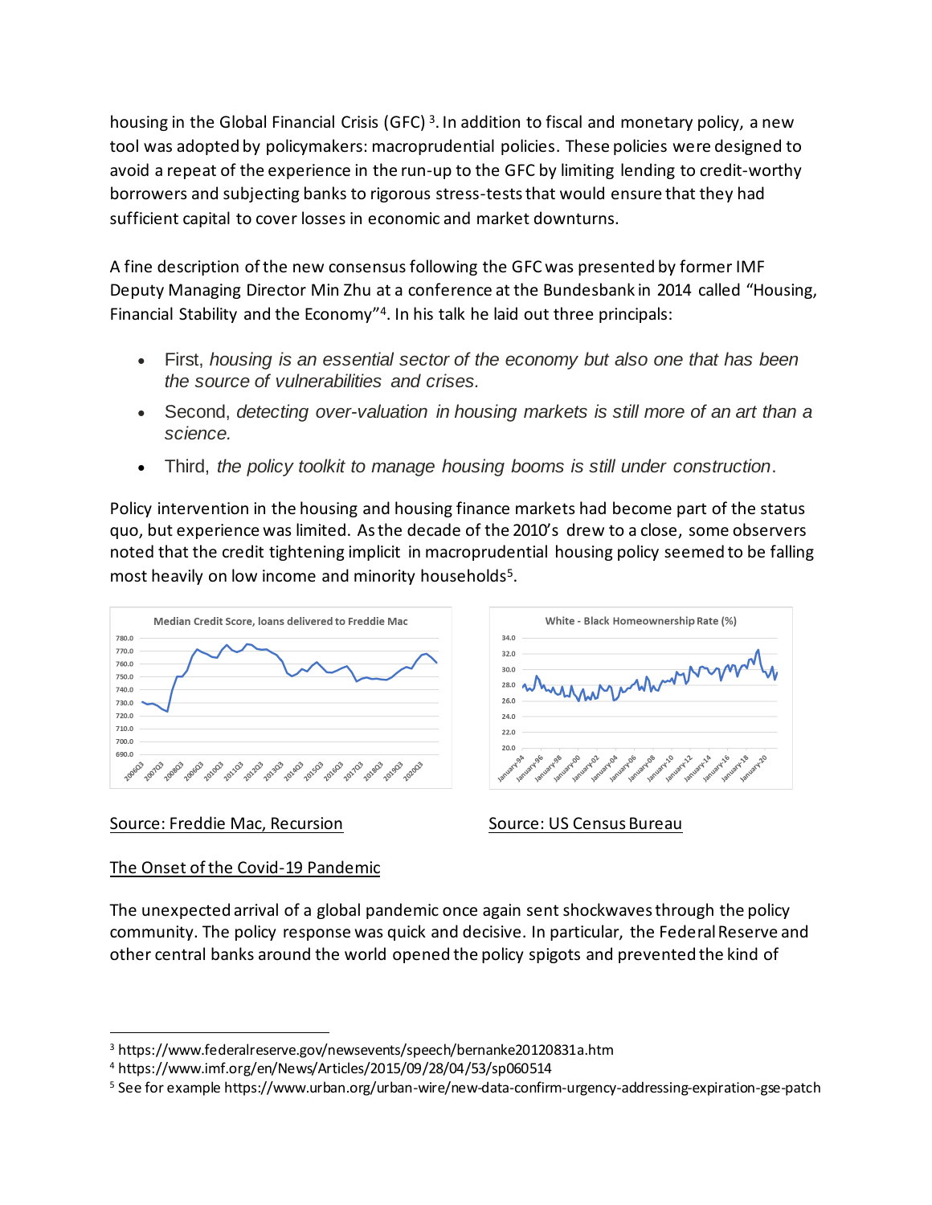housing in the Global Financial Crisis (GFC) [3]. In addition to fiscal and monetary policy, a new tool was adopted by policymakers: macroprudential policies. These policies were designed to avoid a repeat of the experience in the run-up to the GFC by limiting lending to credit-worthy borrowers and subjecting banks to rigorous stress-tests that would ensure that they had sufficient capital to cover losses in economic and market downturns.

A fine description of the new consensus following the GFC was presented by former IMF Deputy Managing Director Min Zhu at a conference at the Bundesbank in 2014 called "Housing, Financial Stability and the Economy"[4]. In his talk he laid out three principals:

- First, *housing is an essential sector of the economy but also one that has been the source of vulnerabilities and crises.*
- Second, *detecting over-valuation in housing markets is still more of an art than a science.*
- Third, *the policy toolkit to manage housing booms is still under construction*.

Policy intervention in the housing and housing finance markets had become part of the status quo, but experience was limited. As the decade of the 2010's drew to a close, some observers noted that the credit tightening implicit in macroprudential housing policy seemed to be falling most heavily on low income and minority households[5].

Median Credit Score, loans delivered to Freddie Mac

Source: Freddie Mac, Recursion

White - Black Homeownership Rate (%)

Source: US Census Bureau

## The Onset of the Covid-19 Pandemic

The unexpected arrival of a global pandemic once again sent shockwaves through the policy community. The policy response was quick and decisive. In particular, the Federal Reserve and other central banks around the world opened the policy spigots and prevented the kind of

---

[3] https://www.federalreserve.gov/newsevents/speech/bernanke20120831a.htm

[4] https://www.imf.org/en/News/Articles/2015/09/28/04/53/sp060514

[5] See for example https://www.urban.org/urban-wire/new-data-confirm-urgency-addressing-expiration-gse-patch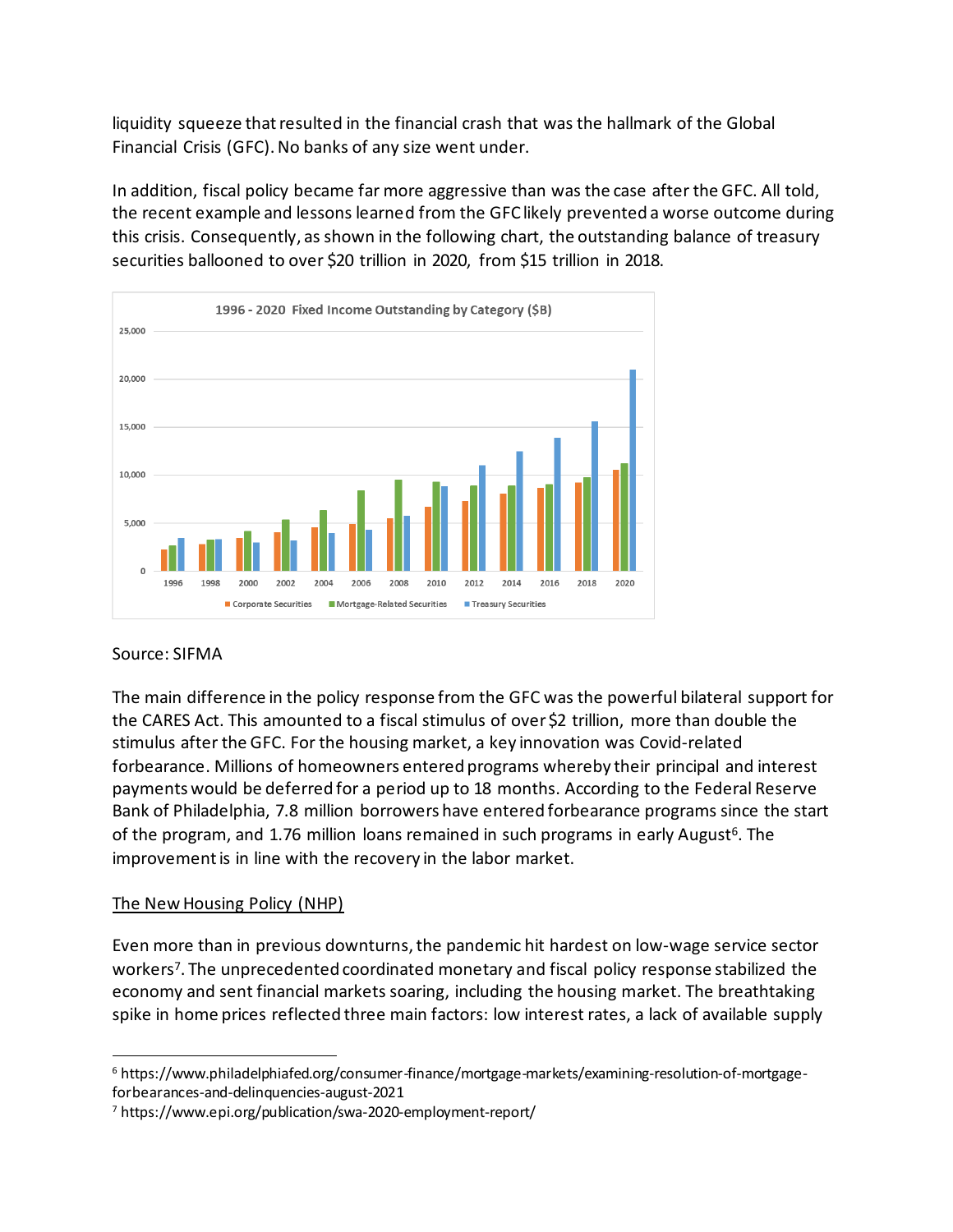liquidity squeeze that resulted in the financial crash that was the hallmark of the Global Financial Crisis (GFC). No banks of any size went under.

In addition, fiscal policy became far more aggressive than was the case after the GFC. All told, the recent example and lessons learned from the GFC likely prevented a worse outcome during this crisis. Consequently, as shown in the following chart, the outstanding balance of treasury securities ballooned to over $20 trillion in 2020, from $15 trillion in 2018.

Source: SIFMA

The main difference in the policy response from the GFC was the powerful bilateral support for the CARES Act. This amounted to a fiscal stimulus of over $2 trillion, more than double the stimulus after the GFC. For the housing market, a key innovation was Covid-related forbearance. Millions of homeowners entered programs whereby their principal and interest payments would be deferred for a period up to 18 months. According to the Federal Reserve Bank of Philadelphia, 7.8 million borrowers have entered forbearance programs since the start of the program, and 1.76 million loans remained in such programs in early August[6]. The improvement is in line with the recovery in the labor market.

## The New Housing Policy (NHP)

Even more than in previous downturns, the pandemic hit hardest on low-wage service sector workers[7]. The unprecedented coordinated monetary and fiscal policy response stabilized the economy and sent financial markets soaring, including the housing market. The breathtaking spike in home prices reflected three main factors: low interest rates, a lack of available supply

---

[6] https://www.philadelphiafed.org/consumer-finance/mortgage-markets/examining-resolution-of-mortgage-forbearances-and-delinquencies-august-2021

[7] https://www.epi.org/publication/swa-2020-employment-report/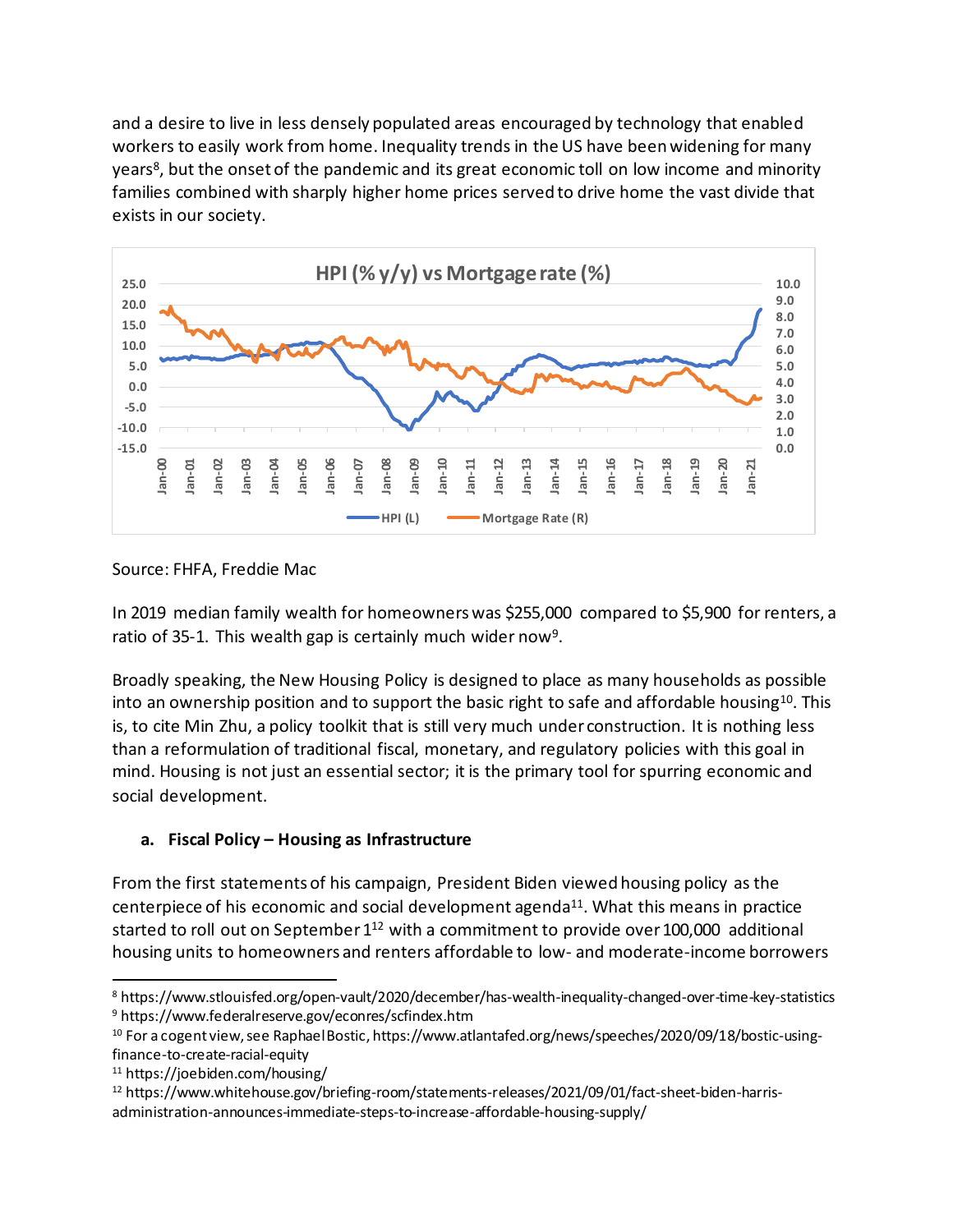and a desire to live in less densely populated areas encouraged by technology that enabled workers to easily work from home. Inequality trends in the US have been widening for many years[8], but the onset of the pandemic and its great economic toll on low income and minority families combined with sharply higher home prices served to drive home the vast divide that exists in our society.

Source: FHFA, Freddie Mac

In 2019 median family wealth for homeowners was $255,000 compared to $5,900 for renters, a ratio of 35-1. This wealth gap is certainly much wider now[9].

Broadly speaking, the New Housing Policy is designed to place as many households as possible into an ownership position and to support the basic right to safe and affordable housing[10]. This is, to cite Min Zhu, a policy toolkit that is still very much under construction. It is nothing less than a reformulation of traditional fiscal, monetary, and regulatory policies with this goal in mind. Housing is not just an essential sector; it is the primary tool for spurring economic and social development.

### a. Fiscal Policy – Housing as Infrastructure

From the first statements of his campaign, President Biden viewed housing policy as the centerpiece of his economic and social development agenda[11]. What this means in practice started to roll out on September 1[12] with a commitment to provide over 100,000 additional housing units to homeowners and renters affordable to low- and moderate-income borrowers

---

[8] https://www.stlouisfed.org/open-vault/2020/december/has-wealth-inequality-changed-over-time-key-statistics

[9] https://www.federalreserve.gov/econres/scfindex.htm

[10] For a cogent view, see Raphael Bostic, https://www.atlantafed.org/news/speeches/2020/09/18/bostic-using-finance-to-create-racial-equity

[11] https://joebiden.com/housing/

[12] https://www.whitehouse.gov/briefing-room/statements-releases/2021/09/01/fact-sheet-biden-harris-administration-announces-immediate-steps-to-increase-affordable-housing-supply/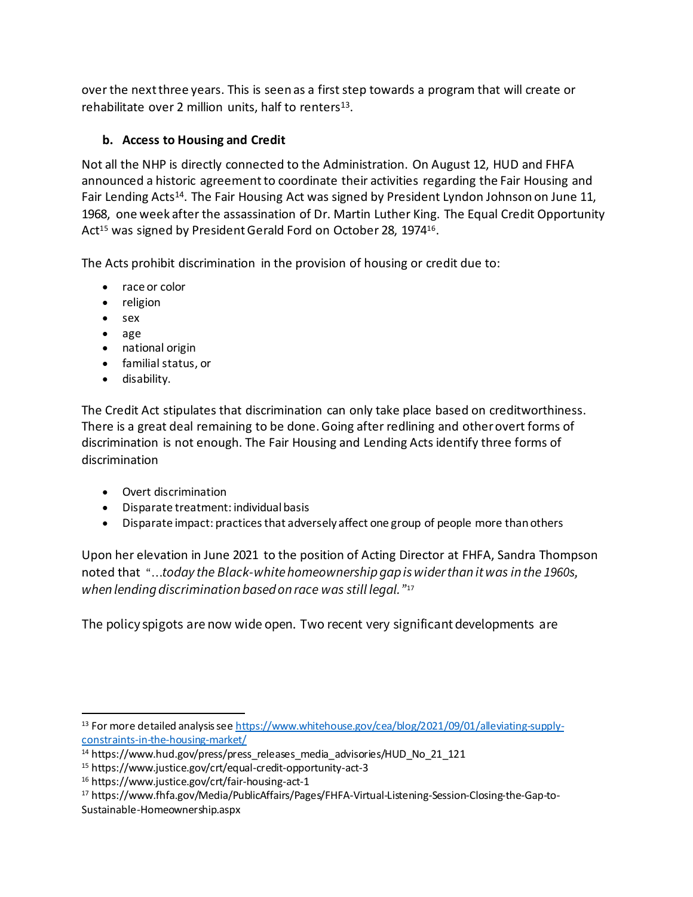over the next three years. This is seen as a first step towards a program that will create or rehabilitate over 2 million units, half to renters[13].

### b. Access to Housing and Credit

Not all the NHP is directly connected to the Administration. On August 12, HUD and FHFA announced a historic agreement to coordinate their activities regarding the Fair Housing and Fair Lending Acts[14]. The Fair Housing Act was signed by President Lyndon Johnson on June 11, 1968, one week after the assassination of Dr. Martin Luther King. The Equal Credit Opportunity Act[15] was signed by President Gerald Ford on October 28, 1974[16].

The Acts prohibit discrimination in the provision of housing or credit due to:

- race or color
- religion
- sex
- age
- national origin
- familial status, or
- disability.

The Credit Act stipulates that discrimination can only take place based on creditworthiness. There is a great deal remaining to be done. Going after redlining and other overt forms of discrimination is not enough. The Fair Housing and Lending Acts identify three forms of discrimination

- Overt discrimination
- Disparate treatment: individual basis
- Disparate impact: practices that adversely affect one group of people more than others

Upon her elevation in June 2021 to the position of Acting Director at FHFA, Sandra Thompson noted that "*…today the Black-white homeownership gap is wider than it was in the 1960s, when lending discrimination based on race was still legal.*"[17]

The policy spigots are now wide open. Two recent very significant developments are

---

[13] For more detailed analysis see https://www.whitehouse.gov/cea/blog/2021/09/01/alleviating-supply-constraints-in-the-housing-market/

[14] https://www.hud.gov/press/press_releases_media_advisories/HUD_No_21_121

[15] https://www.justice.gov/crt/equal-credit-opportunity-act-3

[16] https://www.justice.gov/crt/fair-housing-act-1

[17] https://www.fhfa.gov/Media/PublicAffairs/Pages/FHFA-Virtual-Listening-Session-Closing-the-Gap-to-Sustainable-Homeownership.aspx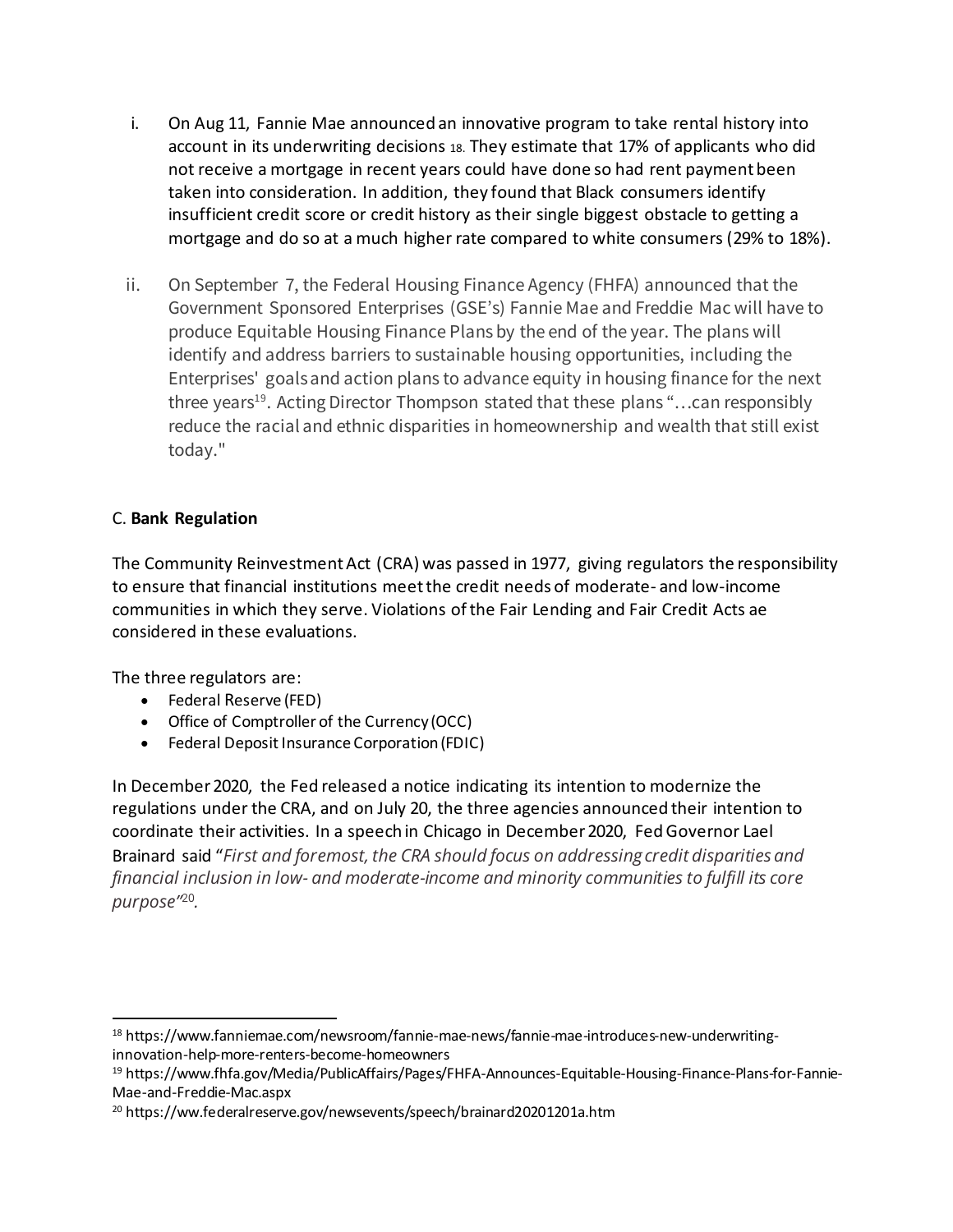i. On Aug 11, Fannie Mae announced an innovative program to take rental history into account in its underwriting decisions [18]. They estimate that 17% of applicants who did not receive a mortgage in recent years could have done so had rent payment been taken into consideration. In addition, they found that Black consumers identify insufficient credit score or credit history as their single biggest obstacle to getting a mortgage and do so at a much higher rate compared to white consumers (29% to 18%).

ii. On September 7, the Federal Housing Finance Agency (FHFA) announced that the Government Sponsored Enterprises (GSE's) Fannie Mae and Freddie Mac will have to produce Equitable Housing Finance Plans by the end of the year. The plans will identify and address barriers to sustainable housing opportunities, including the Enterprises' goals and action plans to advance equity in housing finance for the next three years[19]. Acting Director Thompson stated that these plans "…can responsibly reduce the racial and ethnic disparities in homeownership and wealth that still exist today."

C. **Bank Regulation**

The Community Reinvestment Act (CRA) was passed in 1977, giving regulators the responsibility to ensure that financial institutions meet the credit needs of moderate- and low-income communities in which they serve. Violations of the Fair Lending and Fair Credit Acts ae considered in these evaluations.

The three regulators are:

- Federal Reserve (FED)
- Office of Comptroller of the Currency (OCC)
- Federal Deposit Insurance Corporation (FDIC)

In December 2020, the Fed released a notice indicating its intention to modernize the regulations under the CRA, and on July 20, the three agencies announced their intention to coordinate their activities. In a speech in Chicago in December 2020, Fed Governor Lael Brainard said "*First and foremost, the CRA should focus on addressing credit disparities and financial inclusion in low- and moderate-income and minority communities to fulfill its core purpose"*[20].

---

[18] https://www.fanniemae.com/newsroom/fannie-mae-news/fannie-mae-introduces-new-underwriting-innovation-help-more-renters-become-homeowners

[19] https://www.fhfa.gov/Media/PublicAffairs/Pages/FHFA-Announces-Equitable-Housing-Finance-Plans-for-Fannie-Mae-and-Freddie-Mac.aspx

[20] https://ww.federalreserve.gov/newsevents/speech/brainard20201201a.htm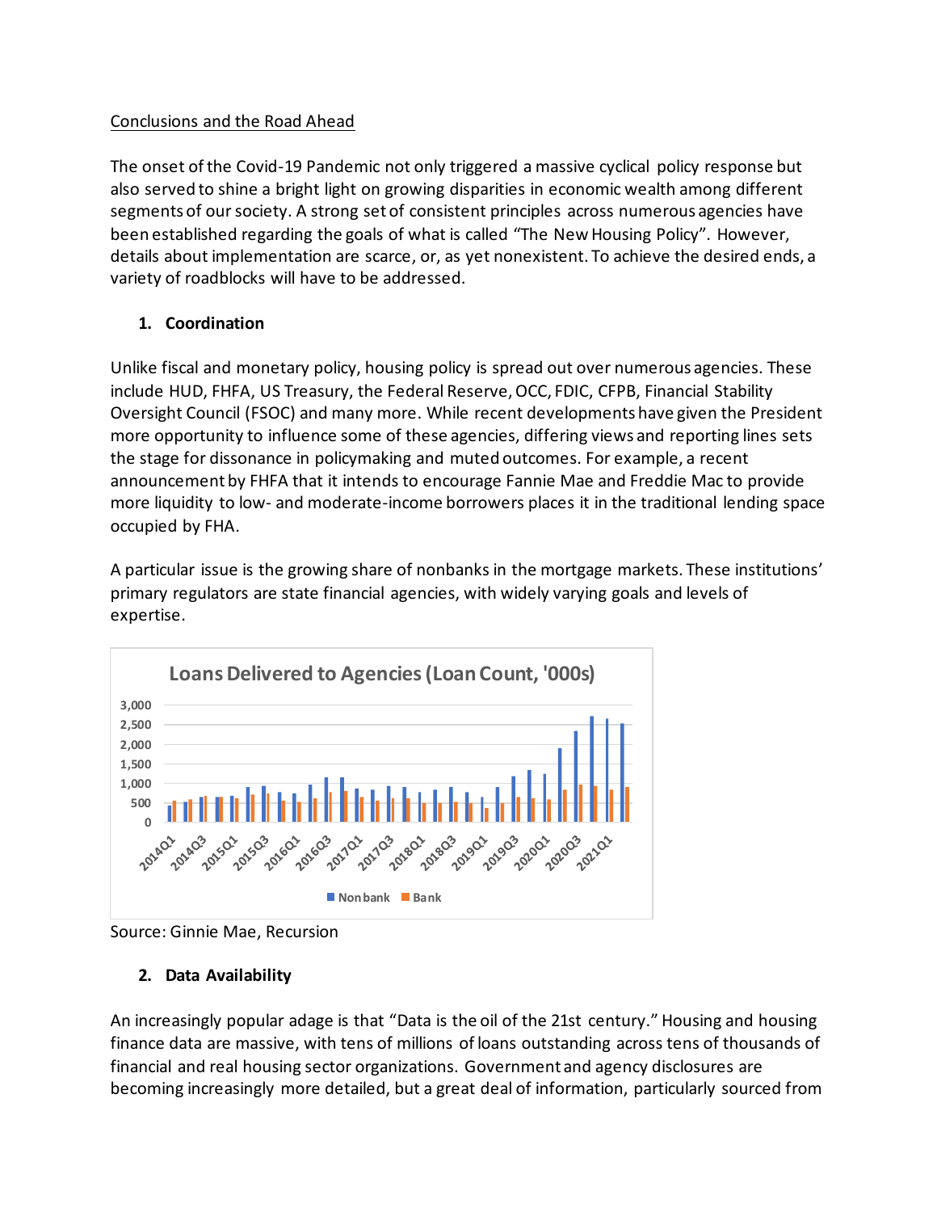Conclusions and the Road Ahead

The onset of the Covid-19 Pandemic not only triggered a massive cyclical policy response but also served to shine a bright light on growing disparities in economic wealth among different segments of our society. A strong set of consistent principles across numerous agencies have been established regarding the goals of what is called "The New Housing Policy". However, details about implementation are scarce, or, as yet nonexistent. To achieve the desired ends, a variety of roadblocks will have to be addressed.

## 1. Coordination

Unlike fiscal and monetary policy, housing policy is spread out over numerous agencies. These include HUD, FHFA, US Treasury, the Federal Reserve, OCC, FDIC, CFPB, Financial Stability Oversight Council (FSOC) and many more. While recent developments have given the President more opportunity to influence some of these agencies, differing views and reporting lines sets the stage for dissonance in policymaking and muted outcomes. For example, a recent announcement by FHFA that it intends to encourage Fannie Mae and Freddie Mac to provide more liquidity to low- and moderate-income borrowers places it in the traditional lending space occupied by FHA.

A particular issue is the growing share of nonbanks in the mortgage markets. These institutions' primary regulators are state financial agencies, with widely varying goals and levels of expertise.

Loans Delivered to Agencies (Loan Count, '000s)

Source: Ginnie Mae, Recursion

## 2. Data Availability

An increasingly popular adage is that "Data is the oil of the 21st century." Housing and housing finance data are massive, with tens of millions of loans outstanding across tens of thousands of financial and real housing sector organizations. Government and agency disclosures are becoming increasingly more detailed, but a great deal of information, particularly sourced from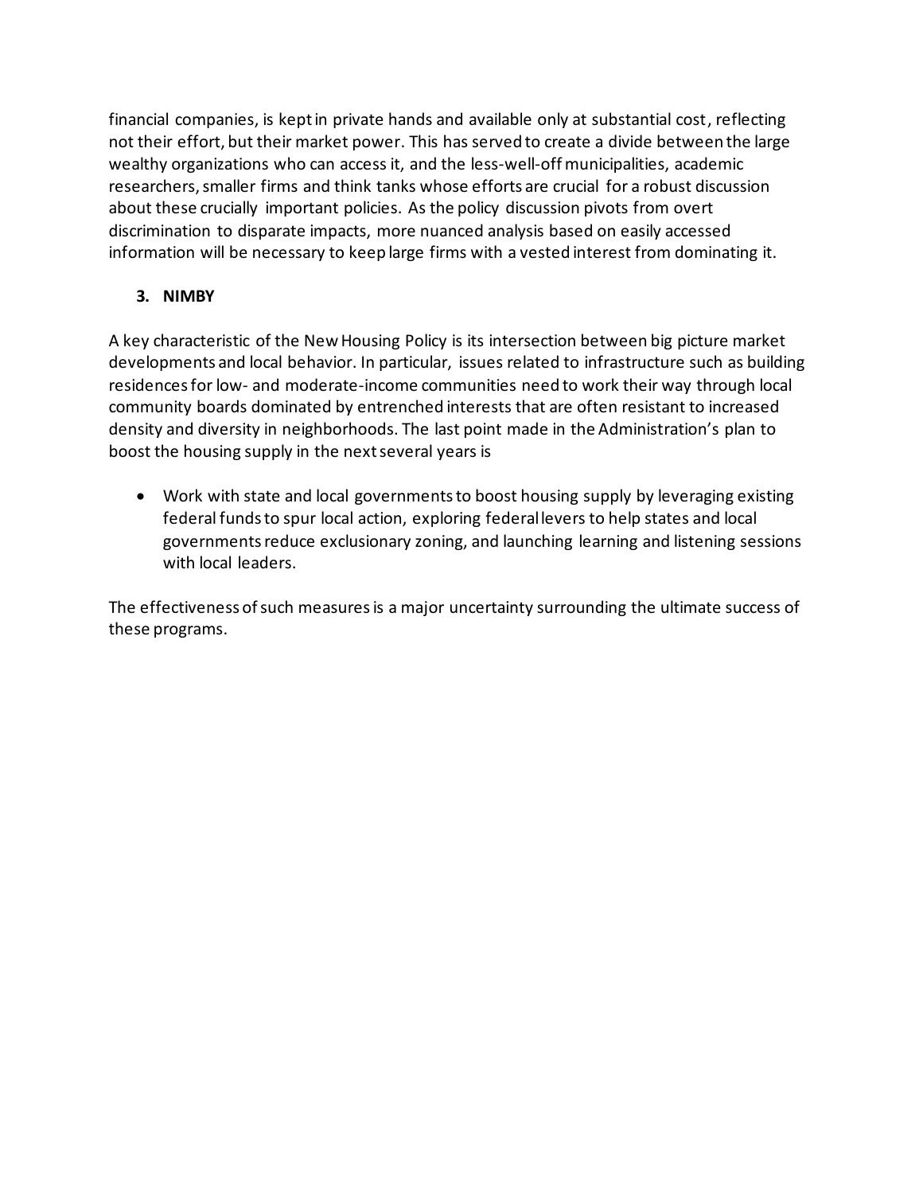financial companies, is kept in private hands and available only at substantial cost, reflecting not their effort, but their market power. This has served to create a divide between the large wealthy organizations who can access it, and the less-well-off municipalities, academic researchers, smaller firms and think tanks whose efforts are crucial for a robust discussion about these crucially important policies. As the policy discussion pivots from overt discrimination to disparate impacts, more nuanced analysis based on easily accessed information will be necessary to keep large firms with a vested interest from dominating it.

### 3. NIMBY

A key characteristic of the New Housing Policy is its intersection between big picture market developments and local behavior. In particular, issues related to infrastructure such as building residences for low- and moderate-income communities need to work their way through local community boards dominated by entrenched interests that are often resistant to increased density and diversity in neighborhoods. The last point made in the Administration's plan to boost the housing supply in the next several years is

- Work with state and local governments to boost housing supply by leveraging existing federal funds to spur local action, exploring federal levers to help states and local governments reduce exclusionary zoning, and launching learning and listening sessions with local leaders.

The effectiveness of such measures is a major uncertainty surrounding the ultimate success of these programs.